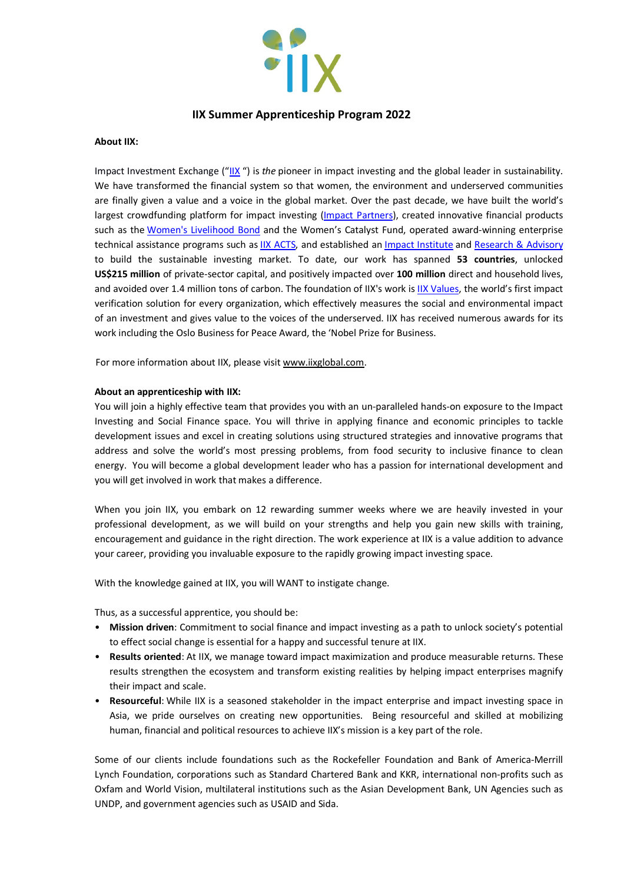# IIX Summer Apprenticeship Program 2022

**About IIX:**

Impact Investment Exchange ("IIX ") is *the* pioneer in impact investing and the global leader in sustainability. We have transformed the financial system so that women, the environment and underserved communities are finally given a value and a voice in the global market. Over the past decade, we have built the world's largest crowdfunding platform for impact investing (Impact Partners), created innovative financial products such as the Women's Livelihood Bond and the Women's Catalyst Fund, operated award-winning enterprise technical assistance programs such as IIX ACTS, and established an Impact Institute and Research & Advisory to build the sustainable investing market. To date, our work has spanned **53 countries**, unlocked **US$215 million** of private-sector capital, and positively impacted over **100 million** direct and household lives, and avoided over 1.4 million tons of carbon. The foundation of IIX's work is IIX Values, the world's first impact verification solution for every organization, which effectively measures the social and environmental impact of an investment and gives value to the voices of the underserved. IIX has received numerous awards for its work including the Oslo Business for Peace Award, the 'Nobel Prize for Business.

For more information about IIX, please visit www.iixglobal.com.

**About an apprenticeship with IIX:**

You will join a highly effective team that provides you with an un-paralleled hands-on exposure to the Impact Investing and Social Finance space. You will thrive in applying finance and economic principles to tackle development issues and excel in creating solutions using structured strategies and innovative programs that address and solve the world's most pressing problems, from food security to inclusive finance to clean energy. You will become a global development leader who has a passion for international development and you will get involved in work that makes a difference.

When you join IIX, you embark on 12 rewarding summer weeks where we are heavily invested in your professional development, as we will build on your strengths and help you gain new skills with training, encouragement and guidance in the right direction. The work experience at IIX is a value addition to advance your career, providing you invaluable exposure to the rapidly growing impact investing space.

With the knowledge gained at IIX, you will WANT to instigate change.

Thus, as a successful apprentice, you should be:

- **Mission driven**: Commitment to social finance and impact investing as a path to unlock society's potential to effect social change is essential for a happy and successful tenure at IIX.
- **Results oriented**: At IIX, we manage toward impact maximization and produce measurable returns. These results strengthen the ecosystem and transform existing realities by helping impact enterprises magnify their impact and scale.
- **Resourceful**: While IIX is a seasoned stakeholder in the impact enterprise and impact investing space in Asia, we pride ourselves on creating new opportunities. Being resourceful and skilled at mobilizing human, financial and political resources to achieve IIX's mission is a key part of the role.

Some of our clients include foundations such as the Rockefeller Foundation and Bank of America-Merrill Lynch Foundation, corporations such as Standard Chartered Bank and KKR, international non-profits such as Oxfam and World Vision, multilateral institutions such as the Asian Development Bank, UN Agencies such as UNDP, and government agencies such as USAID and Sida.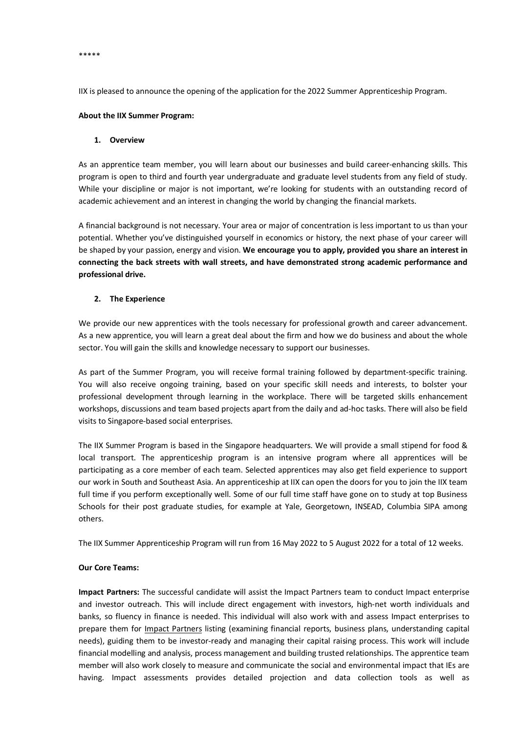*****

IIX is pleased to announce the opening of the application for the 2022 Summer Apprenticeship Program.

**About the IIX Summer Program:**

1. **Overview**

As an apprentice team member, you will learn about our businesses and build career-enhancing skills. This program is open to third and fourth year undergraduate and graduate level students from any field of study. While your discipline or major is not important, we're looking for students with an outstanding record of academic achievement and an interest in changing the world by changing the financial markets.

A financial background is not necessary. Your area or major of concentration is less important to us than your potential. Whether you've distinguished yourself in economics or history, the next phase of your career will be shaped by your passion, energy and vision. **We encourage you to apply, provided you share an interest in connecting the back streets with wall streets, and have demonstrated strong academic performance and professional drive.**

2. **The Experience**

We provide our new apprentices with the tools necessary for professional growth and career advancement. As a new apprentice, you will learn a great deal about the firm and how we do business and about the whole sector. You will gain the skills and knowledge necessary to support our businesses.

As part of the Summer Program, you will receive formal training followed by department-specific training. You will also receive ongoing training, based on your specific skill needs and interests, to bolster your professional development through learning in the workplace. There will be targeted skills enhancement workshops, discussions and team based projects apart from the daily and ad-hoc tasks. There will also be field visits to Singapore-based social enterprises.

The IIX Summer Program is based in the Singapore headquarters. We will provide a small stipend for food & local transport. The apprenticeship program is an intensive program where all apprentices will be participating as a core member of each team. Selected apprentices may also get field experience to support our work in South and Southeast Asia. An apprenticeship at IIX can open the doors for you to join the IIX team full time if you perform exceptionally well. Some of our full time staff have gone on to study at top Business Schools for their post graduate studies, for example at Yale, Georgetown, INSEAD, Columbia SIPA among others.

The IIX Summer Apprenticeship Program will run from 16 May 2022 to 5 August 2022 for a total of 12 weeks.

**Our Core Teams:**

**Impact Partners:** The successful candidate will assist the Impact Partners team to conduct Impact enterprise and investor outreach. This will include direct engagement with investors, high-net worth individuals and banks, so fluency in finance is needed. This individual will also work with and assess Impact enterprises to prepare them for Impact Partners listing (examining financial reports, business plans, understanding capital needs), guiding them to be investor-ready and managing their capital raising process. This work will include financial modelling and analysis, process management and building trusted relationships. The apprentice team member will also work closely to measure and communicate the social and environmental impact that IEs are having. Impact assessments provides detailed projection and data collection tools as well as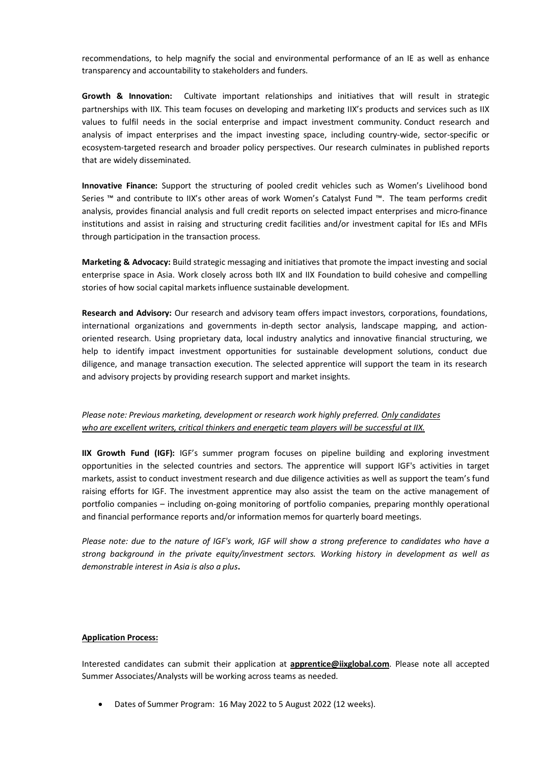recommendations, to help magnify the social and environmental performance of an IE as well as enhance transparency and accountability to stakeholders and funders.

**Growth & Innovation:** Cultivate important relationships and initiatives that will result in strategic partnerships with IIX. This team focuses on developing and marketing IIX's products and services such as IIX values to fulfil needs in the social enterprise and impact investment community. Conduct research and analysis of impact enterprises and the impact investing space, including country-wide, sector-specific or ecosystem-targeted research and broader policy perspectives. Our research culminates in published reports that are widely disseminated.

**Innovative Finance:** Support the structuring of pooled credit vehicles such as Women's Livelihood bond Series ™ and contribute to IIX's other areas of work Women's Catalyst Fund ™. The team performs credit analysis, provides financial analysis and full credit reports on selected impact enterprises and micro-finance institutions and assist in raising and structuring credit facilities and/or investment capital for IEs and MFIs through participation in the transaction process.

**Marketing & Advocacy:** Build strategic messaging and initiatives that promote the impact investing and social enterprise space in Asia. Work closely across both IIX and IIX Foundation to build cohesive and compelling stories of how social capital markets influence sustainable development.

**Research and Advisory:** Our research and advisory team offers impact investors, corporations, foundations, international organizations and governments in-depth sector analysis, landscape mapping, and action-oriented research. Using proprietary data, local industry analytics and innovative financial structuring, we help to identify impact investment opportunities for sustainable development solutions, conduct due diligence, and manage transaction execution. The selected apprentice will support the team in its research and advisory projects by providing research support and market insights.

*Please note: Previous marketing, development or research work highly preferred. <u>Only candidates who are excellent writers, critical thinkers and energetic team players will be successful at IIX.</u>*

**IIX Growth Fund (IGF):** IGF's summer program focuses on pipeline building and exploring investment opportunities in the selected countries and sectors. The apprentice will support IGF's activities in target markets, assist to conduct investment research and due diligence activities as well as support the team's fund raising efforts for IGF. The investment apprentice may also assist the team on the active management of portfolio companies – including on-going monitoring of portfolio companies, preparing monthly operational and financial performance reports and/or information memos for quarterly board meetings.

*Please note: due to the nature of IGF's work, IGF will show a strong preference to candidates who have a strong background in the private equity/investment sectors. Working history in development as well as demonstrable interest in Asia is also a plus.*

**<u>Application Process:</u>**

Interested candidates can submit their application at **<u>apprentice@iixglobal.com</u>**. Please note all accepted Summer Associates/Analysts will be working across teams as needed.

- Dates of Summer Program: 16 May 2022 to 5 August 2022 (12 weeks).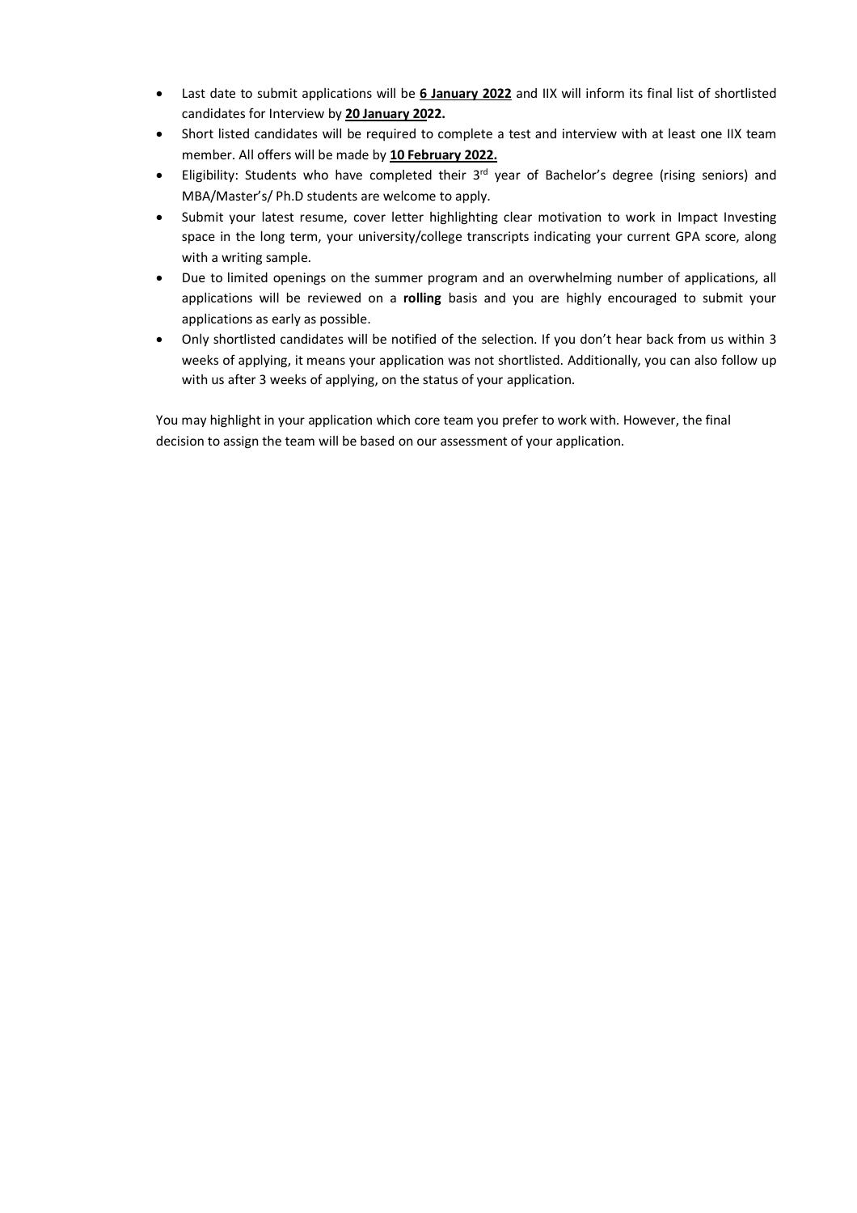- Last date to submit applications will be **6 January 2022** and IIX will inform its final list of shortlisted candidates for Interview by **20 January 2022.**
- Short listed candidates will be required to complete a test and interview with at least one IIX team member. All offers will be made by **10 February 2022.**
- Eligibility: Students who have completed their 3rd year of Bachelor's degree (rising seniors) and MBA/Master's/ Ph.D students are welcome to apply.
- Submit your latest resume, cover letter highlighting clear motivation to work in Impact Investing space in the long term, your university/college transcripts indicating your current GPA score, along with a writing sample.
- Due to limited openings on the summer program and an overwhelming number of applications, all applications will be reviewed on a **rolling** basis and you are highly encouraged to submit your applications as early as possible.
- Only shortlisted candidates will be notified of the selection. If you don't hear back from us within 3 weeks of applying, it means your application was not shortlisted. Additionally, you can also follow up with us after 3 weeks of applying, on the status of your application.

You may highlight in your application which core team you prefer to work with. However, the final decision to assign the team will be based on our assessment of your application.